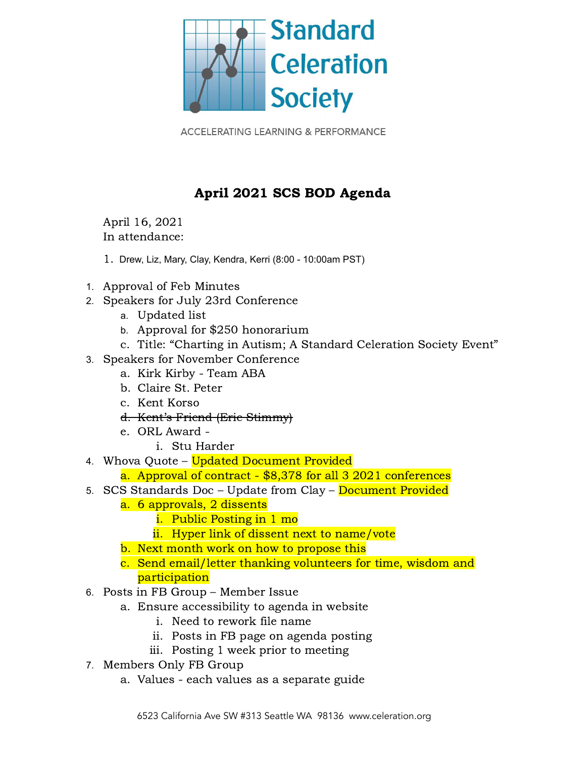Standard Celeration Society

ACCELERATING LEARNING & PERFORMANCE

# April 2021 SCS BOD Agenda

April 16, 2021
In attendance:

1. Drew, Liz, Mary, Clay, Kendra, Kerri (8:00 - 10:00am PST)

1. Approval of Feb Minutes
2. Speakers for July 23rd Conference
   a. Updated list
   b. Approval for $250 honorarium
   c. Title: "Charting in Autism; A Standard Celeration Society Event"
3. Speakers for November Conference
   a. Kirk Kirby - Team ABA
   b. Claire St. Peter
   c. Kent Korso
   d. ~~Kent's Friend (Eric Stimmy)~~
   e. ORL Award -
      i. Stu Harder
4. Whova Quote – Updated Document Provided
   a. Approval of contract - $8,378 for all 3 2021 conferences
5. SCS Standards Doc – Update from Clay – Document Provided
   a. 6 approvals, 2 dissents
      i. Public Posting in 1 mo
      ii. Hyper link of dissent next to name/vote
   b. Next month work on how to propose this
   c. Send email/letter thanking volunteers for time, wisdom and participation
6. Posts in FB Group – Member Issue
   a. Ensure accessibility to agenda in website
      i. Need to rework file name
      ii. Posts in FB page on agenda posting
      iii. Posting 1 week prior to meeting
7. Members Only FB Group
   a. Values - each values as a separate guide

6523 California Ave SW #313 Seattle WA 98136 www.celeration.org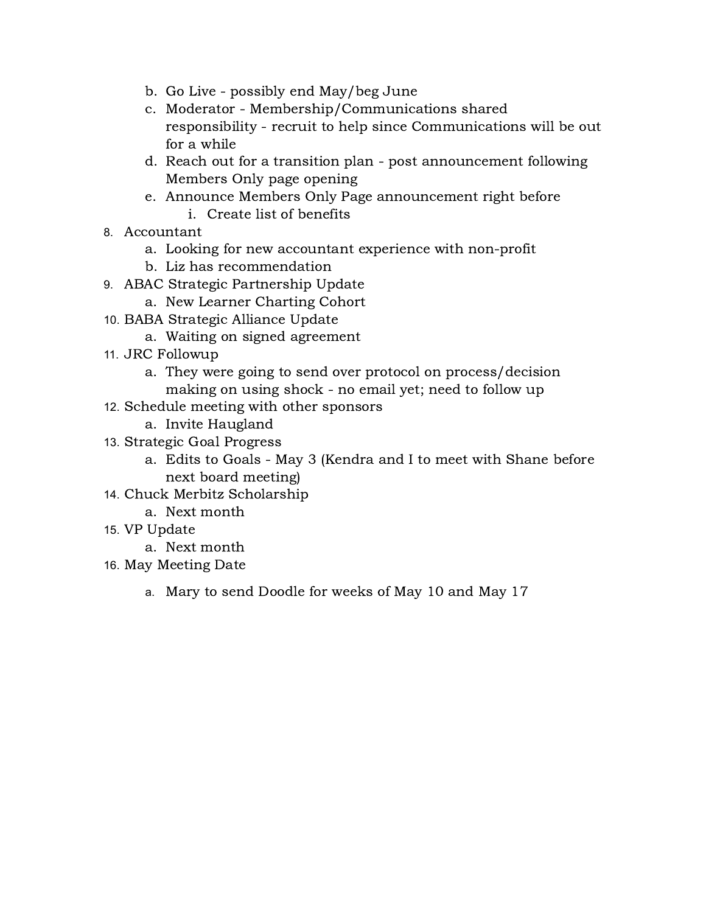b. Go Live - possibly end May/beg June
   c. Moderator - Membership/Communications shared responsibility - recruit to help since Communications will be out for a while
   d. Reach out for a transition plan - post announcement following Members Only page opening
   e. Announce Members Only Page announcement right before
      i. Create list of benefits

8. Accountant
   a. Looking for new accountant experience with non-profit
   b. Liz has recommendation
9. ABAC Strategic Partnership Update
   a. New Learner Charting Cohort
10. BABA Strategic Alliance Update
    a. Waiting on signed agreement
11. JRC Followup
    a. They were going to send over protocol on process/decision making on using shock - no email yet; need to follow up
12. Schedule meeting with other sponsors
    a. Invite Haugland
13. Strategic Goal Progress
    a. Edits to Goals - May 3 (Kendra and I to meet with Shane before next board meeting)
14. Chuck Merbitz Scholarship
    a. Next month
15. VP Update
    a. Next month
16. May Meeting Date
    a. Mary to send Doodle for weeks of May 10 and May 17